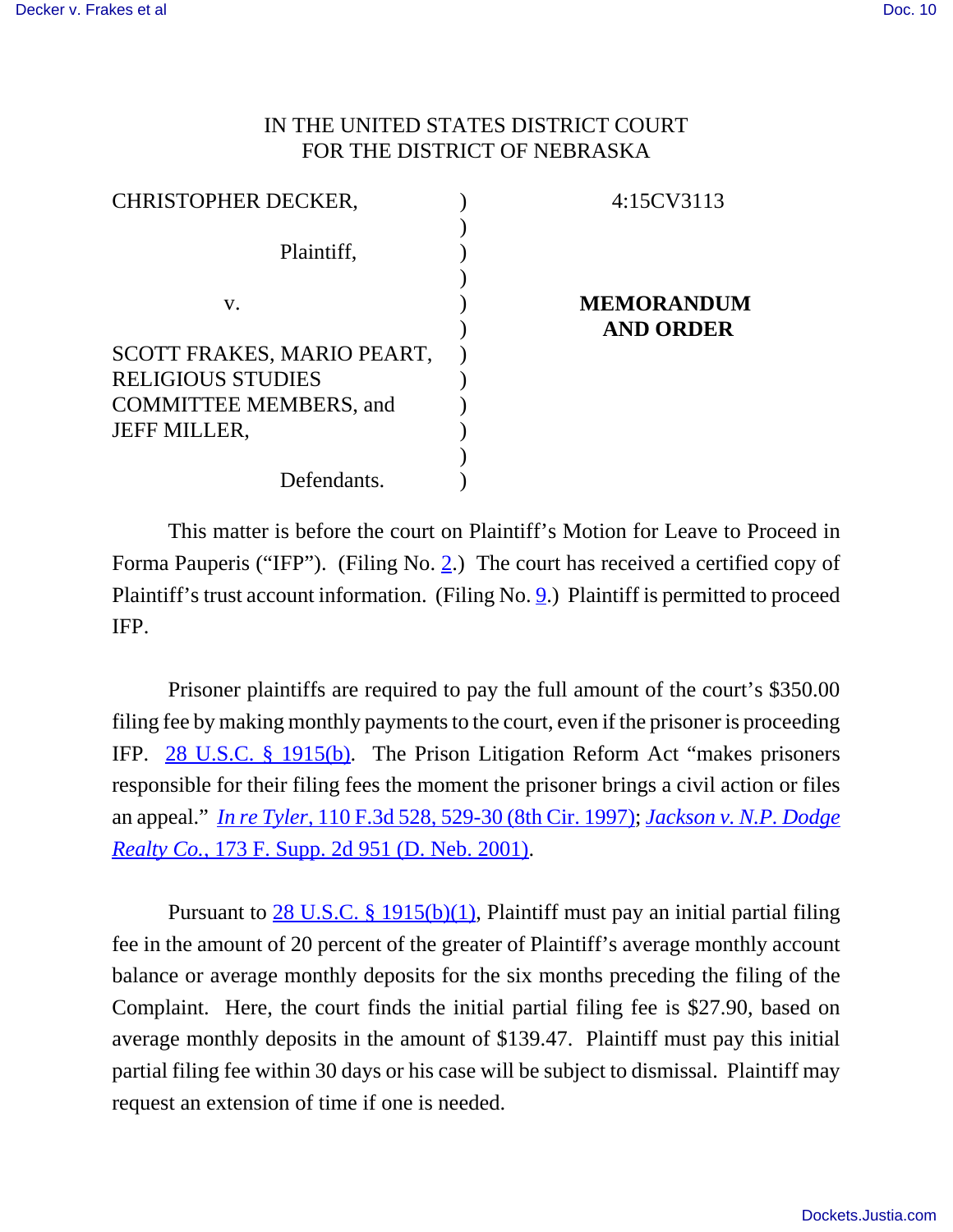IN THE UNITED STATES DISTRICT COURT
FOR THE DISTRICT OF NEBRASKA

| | | |
|---|---|---|
| CHRISTOPHER DECKER,<br><br>Plaintiff,<br><br>v.<br><br>SCOTT FRAKES, MARIO PEART, RELIGIOUS STUDIES COMMITTEE MEMBERS, and JEFF MILLER,<br><br>Defendants. | ) | 4:15CV3113<br><br>**MEMORANDUM AND ORDER** |

This matter is before the court on Plaintiff's Motion for Leave to Proceed in Forma Pauperis ("IFP"). (Filing No. 2.) The court has received a certified copy of Plaintiff's trust account information. (Filing No. 9.) Plaintiff is permitted to proceed IFP.

Prisoner plaintiffs are required to pay the full amount of the court's $350.00 filing fee by making monthly payments to the court, even if the prisoner is proceeding IFP. 28 U.S.C. § 1915(b). The Prison Litigation Reform Act "makes prisoners responsible for their filing fees the moment the prisoner brings a civil action or files an appeal." *In re Tyler*, 110 F.3d 528, 529-30 (8th Cir. 1997); *Jackson v. N.P. Dodge Realty Co.*, 173 F. Supp. 2d 951 (D. Neb. 2001).

Pursuant to 28 U.S.C. § 1915(b)(1), Plaintiff must pay an initial partial filing fee in the amount of 20 percent of the greater of Plaintiff's average monthly account balance or average monthly deposits for the six months preceding the filing of the Complaint. Here, the court finds the initial partial filing fee is $27.90, based on average monthly deposits in the amount of $139.47. Plaintiff must pay this initial partial filing fee within 30 days or his case will be subject to dismissal. Plaintiff may request an extension of time if one is needed.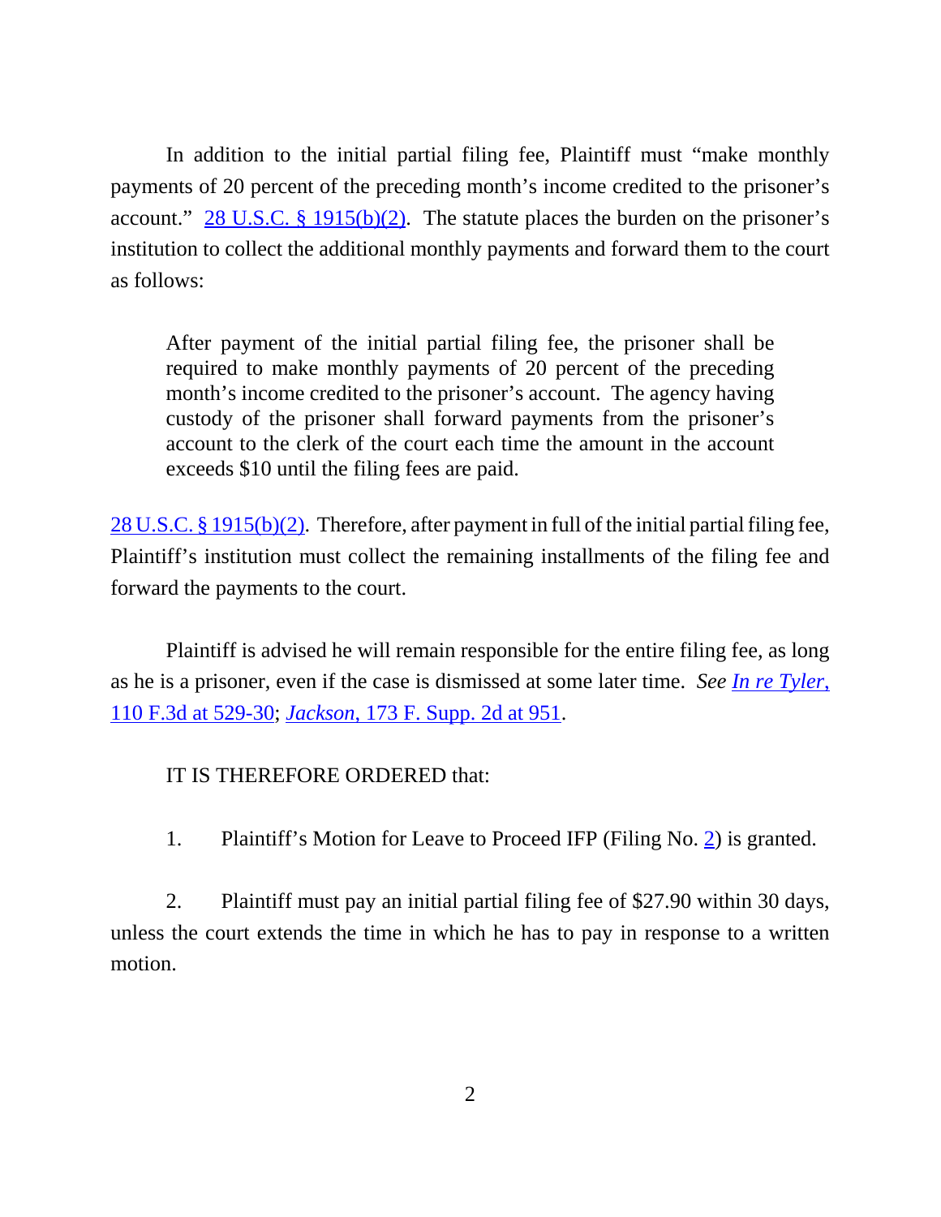In addition to the initial partial filing fee, Plaintiff must "make monthly payments of 20 percent of the preceding month's income credited to the prisoner's account." 28 U.S.C. § 1915(b)(2). The statute places the burden on the prisoner's institution to collect the additional monthly payments and forward them to the court as follows:

> After payment of the initial partial filing fee, the prisoner shall be required to make monthly payments of 20 percent of the preceding month's income credited to the prisoner's account. The agency having custody of the prisoner shall forward payments from the prisoner's account to the clerk of the court each time the amount in the account exceeds $10 until the filing fees are paid.

28 U.S.C. § 1915(b)(2). Therefore, after payment in full of the initial partial filing fee, Plaintiff's institution must collect the remaining installments of the filing fee and forward the payments to the court.

Plaintiff is advised he will remain responsible for the entire filing fee, as long as he is a prisoner, even if the case is dismissed at some later time. *See In re Tyler*, 110 F.3d at 529-30; *Jackson*, 173 F. Supp. 2d at 951.

IT IS THEREFORE ORDERED that:

1. Plaintiff's Motion for Leave to Proceed IFP (Filing No. 2) is granted.

2. Plaintiff must pay an initial partial filing fee of $27.90 within 30 days, unless the court extends the time in which he has to pay in response to a written motion.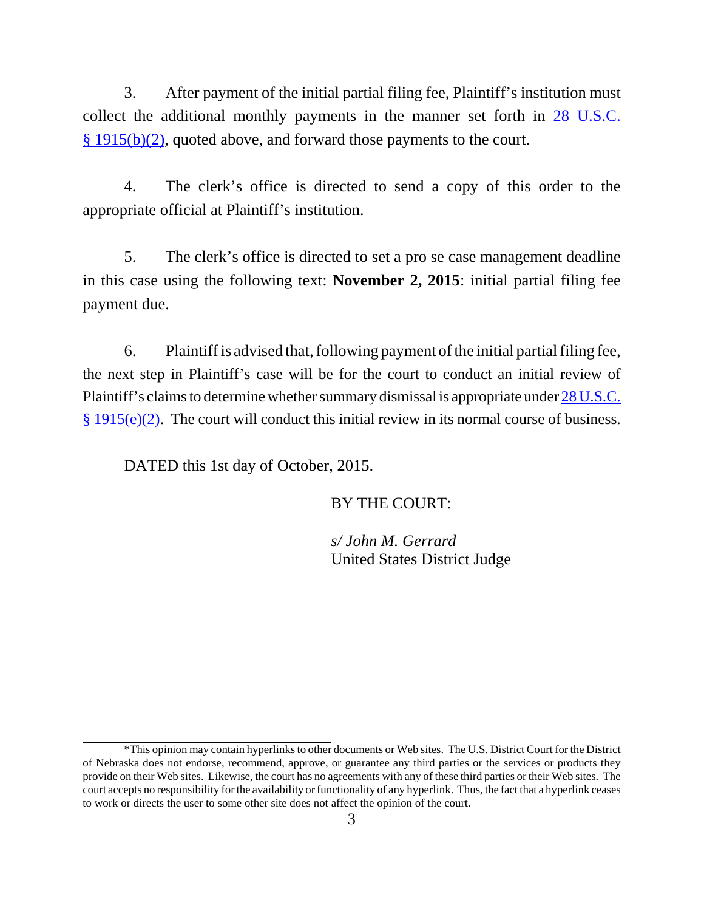3. After payment of the initial partial filing fee, Plaintiff's institution must collect the additional monthly payments in the manner set forth in 28 U.S.C. § 1915(b)(2), quoted above, and forward those payments to the court.

4. The clerk's office is directed to send a copy of this order to the appropriate official at Plaintiff's institution.

5. The clerk's office is directed to set a pro se case management deadline in this case using the following text: **November 2, 2015**: initial partial filing fee payment due.

6. Plaintiff is advised that, following payment of the initial partial filing fee, the next step in Plaintiff's case will be for the court to conduct an initial review of Plaintiff's claims to determine whether summary dismissal is appropriate under 28 U.S.C. § 1915(e)(2). The court will conduct this initial review in its normal course of business.

DATED this 1st day of October, 2015.

BY THE COURT:

*s/ John M. Gerrard*
United States District Judge

---

*This opinion may contain hyperlinks to other documents or Web sites. The U.S. District Court for the District of Nebraska does not endorse, recommend, approve, or guarantee any third parties or the services or products they provide on their Web sites. Likewise, the court has no agreements with any of these third parties or their Web sites. The court accepts no responsibility for the availability or functionality of any hyperlink. Thus, the fact that a hyperlink ceases to work or directs the user to some other site does not affect the opinion of the court.